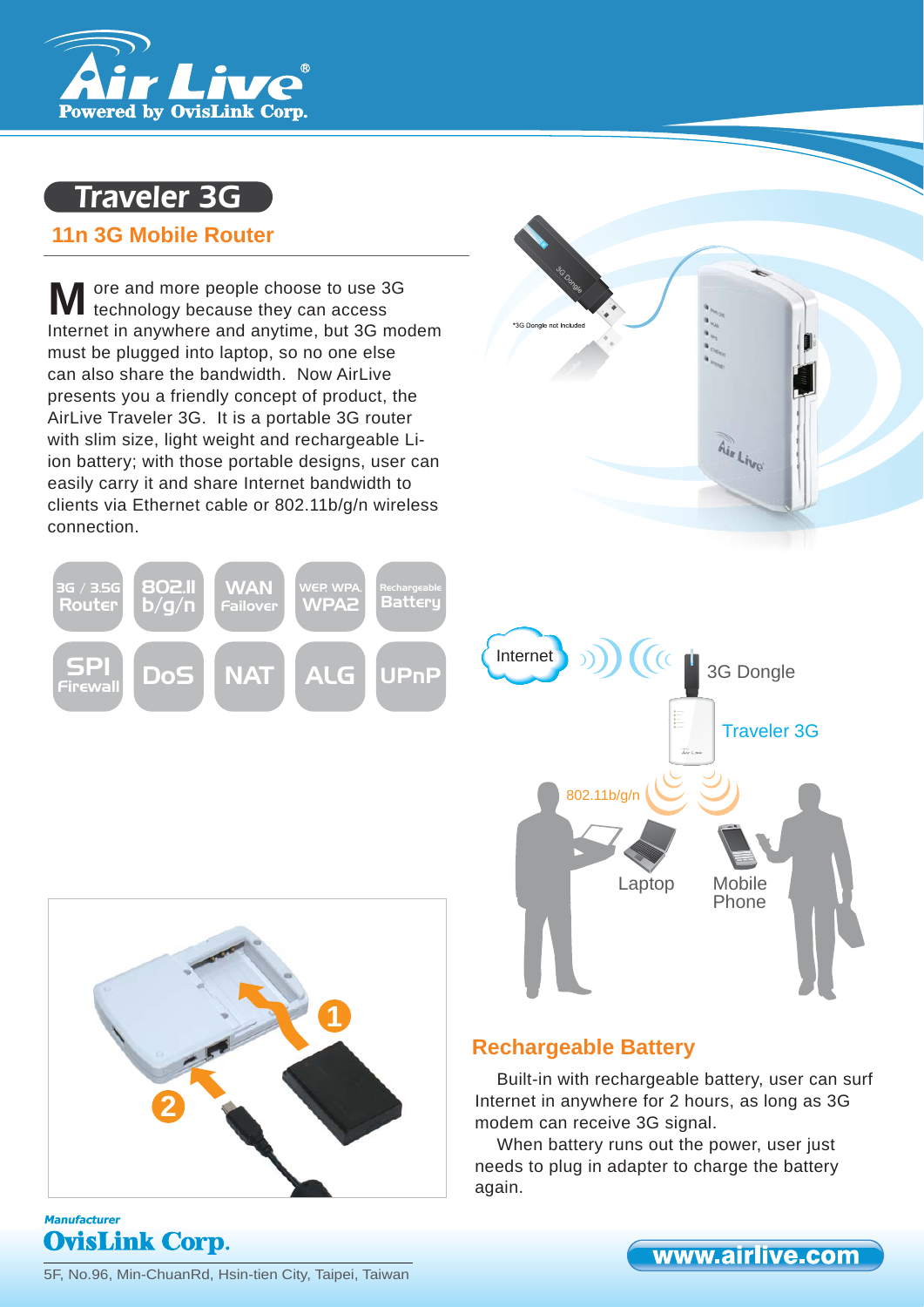# Traveler 3G

## 11n 3G Mobile Router

More and more people choose to use 3G technology because they can access Internet in anywhere and anytime, but 3G modem must be plugged into laptop, so no one else can also share the bandwidth. Now AirLive presents you a friendly concept of product, the AirLive Traveler 3G. It is a portable 3G router with slim size, light weight and rechargeable Li-ion battery; with those portable designs, user can easily carry it and share Internet bandwidth to clients via Ethernet cable or 802.11b/g/n wireless connection.

- 3G / 3.5G Router
- 802.11 b/g/n
- WAN Failover
- WEP, WPA, WPA2
- Rechargeable Battery
- SPI Firewall
- DoS
- NAT
- ALG
- UPnP

*3G Dongle not Included

Internet — 3G Dongle — Traveler 3G — 802.11b/g/n — Laptop — Mobile Phone

## Rechargeable Battery

Built-in with rechargeable battery, user can surf Internet in anywhere for 2 hours, as long as 3G modem can receive 3G signal.

When battery runs out the power, user just needs to plug in adapter to charge the battery again.

*Manufacturer*
**OvisLink Corp.**
5F, No.96, Min-ChuanRd, Hsin-tien City, Taipei, Taiwan

www.airlive.com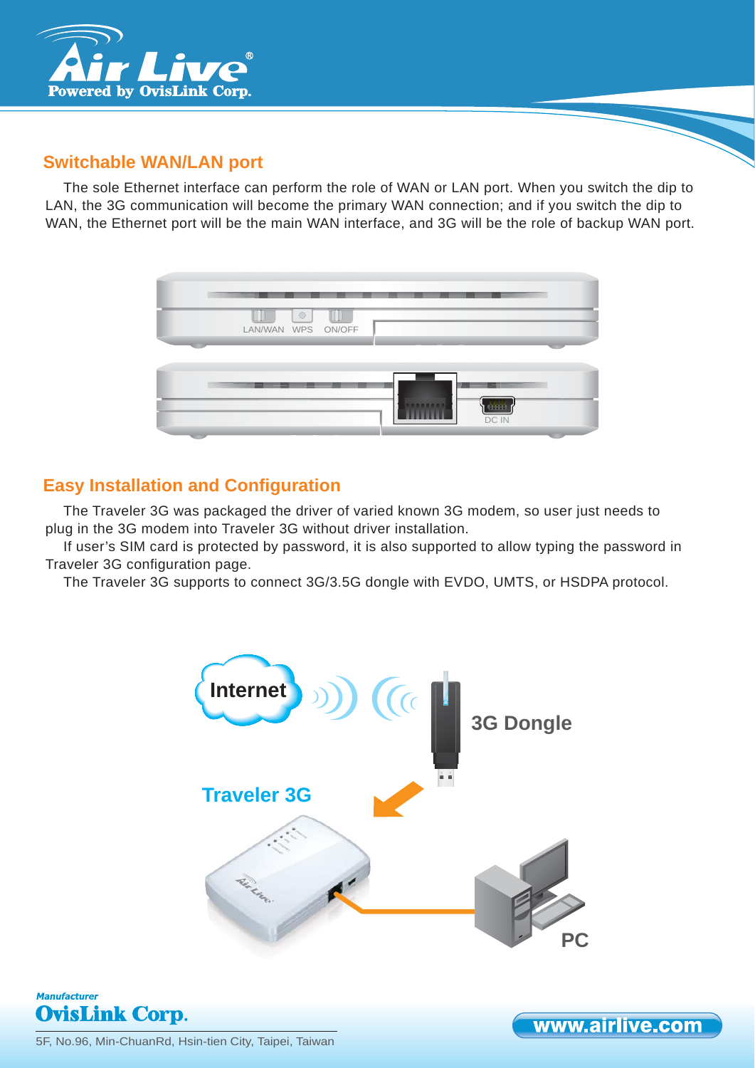## Switchable WAN/LAN port

The sole Ethernet interface can perform the role of WAN or LAN port. When you switch the dip to LAN, the 3G communication will become the primary WAN connection; and if you switch the dip to WAN, the Ethernet port will be the main WAN interface, and 3G will be the role of backup WAN port.

## Easy Installation and Configuration

The Traveler 3G was packaged the driver of varied known 3G modem, so user just needs to plug in the 3G modem into Traveler 3G without driver installation.

If user's SIM card is protected by password, it is also supported to allow typing the password in Traveler 3G configuration page.

The Traveler 3G supports to connect 3G/3.5G dongle with EVDO, UMTS, or HSDPA protocol.

*Manufacturer*
**OvisLink Corp.**
5F, No.96, Min-ChuanRd, Hsin-tien City, Taipei, Taiwan

www.airlive.com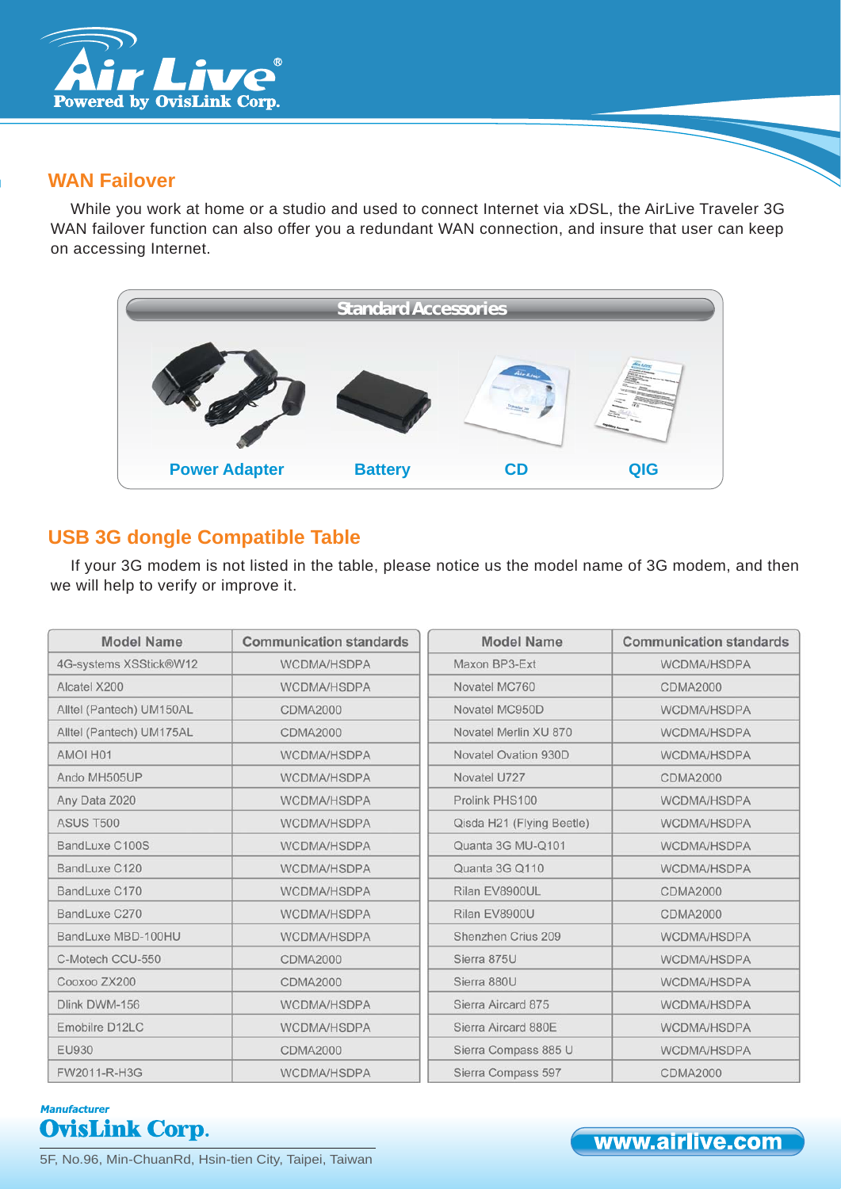## WAN Failover

While you work at home or a studio and used to connect Internet via xDSL, the AirLive Traveler 3G WAN failover function can also offer you a redundant WAN connection, and insure that user can keep on accessing Internet.

### Standard Accessories

Power Adapter | Battery | CD | QIG

## USB 3G dongle Compatible Table

If your 3G modem is not listed in the table, please notice us the model name of 3G modem, and then we will help to verify or improve it.

| Model Name | Communication standards |
|---|---|
| 4G-systems XSStick®W12 | WCDMA/HSDPA |
| Alcatel X200 | WCDMA/HSDPA |
| Alltel (Pantech) UM150AL | CDMA2000 |
| Alltel (Pantech) UM175AL | CDMA2000 |
| AMOI H01 | WCDMA/HSDPA |
| Ando MH505UP | WCDMA/HSDPA |
| Any Data Z020 | WCDMA/HSDPA |
| ASUS T500 | WCDMA/HSDPA |
| BandLuxe C100S | WCDMA/HSDPA |
| BandLuxe C120 | WCDMA/HSDPA |
| BandLuxe C170 | WCDMA/HSDPA |
| BandLuxe C270 | WCDMA/HSDPA |
| BandLuxe MBD-100HU | WCDMA/HSDPA |
| C-Motech CCU-550 | CDMA2000 |
| Cooxoo ZX200 | CDMA2000 |
| Dlink DWM-156 | WCDMA/HSDPA |
| Emobilre D12LC | WCDMA/HSDPA |
| EU930 | CDMA2000 |
| FW2011-R-H3G | WCDMA/HSDPA |
| Maxon BP3-Ext | WCDMA/HSDPA |
| Novatel MC760 | CDMA2000 |
| Novatel MC950D | WCDMA/HSDPA |
| Novatel Merlin XU 870 | WCDMA/HSDPA |
| Novatel Ovation 930D | WCDMA/HSDPA |
| Novatel U727 | CDMA2000 |
| Prolink PHS100 | WCDMA/HSDPA |
| Qisda H21 (Flying Beetle) | WCDMA/HSDPA |
| Quanta 3G MU-Q101 | WCDMA/HSDPA |
| Quanta 3G Q110 | WCDMA/HSDPA |
| Rilan EV8900UL | CDMA2000 |
| Rilan EV8900U | CDMA2000 |
| Shenzhen Crius 209 | WCDMA/HSDPA |
| Sierra 875U | WCDMA/HSDPA |
| Sierra 880U | WCDMA/HSDPA |
| Sierra Aircard 875 | WCDMA/HSDPA |
| Sierra Aircard 880E | WCDMA/HSDPA |
| Sierra Compass 885 U | WCDMA/HSDPA |
| Sierra Compass 597 | CDMA2000 |

Manufacturer
OvisLink Corp.
5F, No.96, Min-ChuanRd, Hsin-tien City, Taipei, Taiwan

www.airlive.com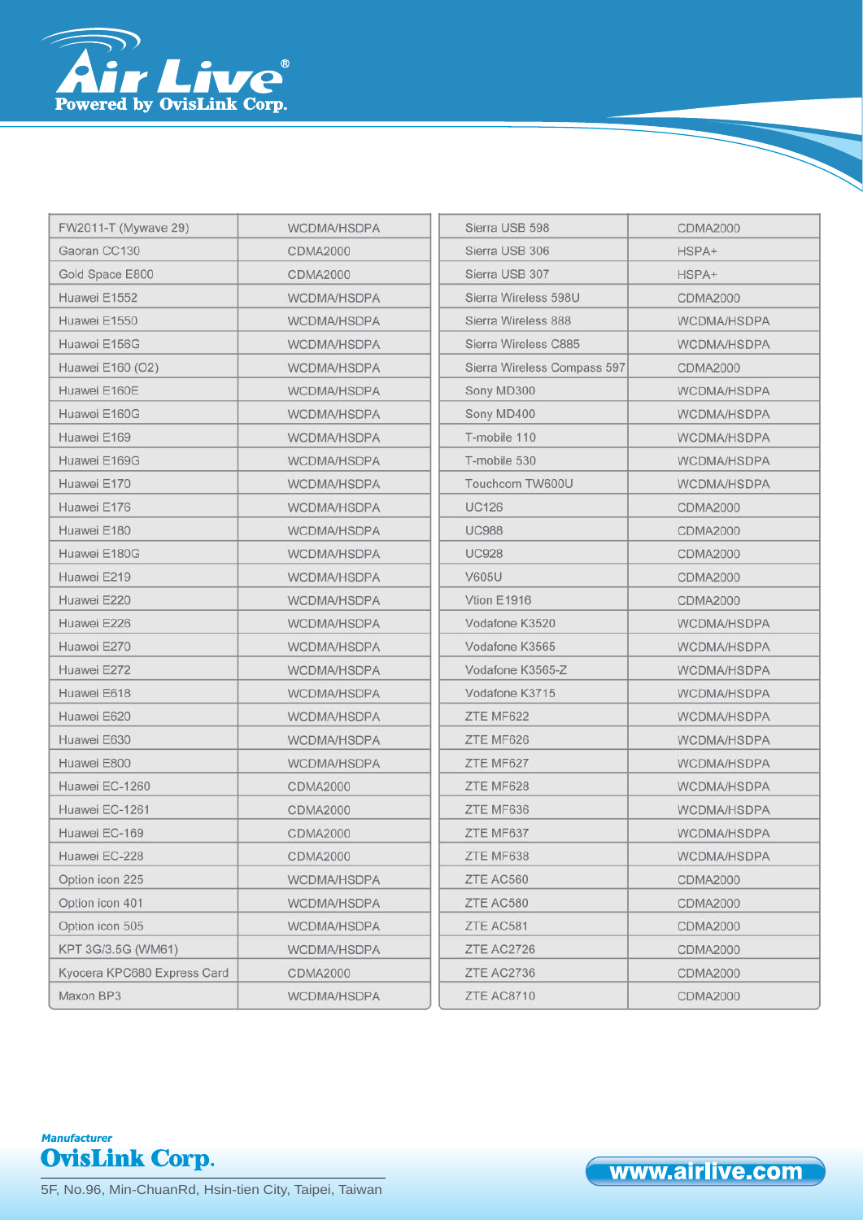| FW2011-T (Mywave 29) | WCDMA/HSDPA |
|---|---|
| Gaoran CC130 | CDMA2000 |
| Gold Space E800 | CDMA2000 |
| Huawei E1552 | WCDMA/HSDPA |
| Huawei E1550 | WCDMA/HSDPA |
| Huawei E156G | WCDMA/HSDPA |
| Huawei E160 (O2) | WCDMA/HSDPA |
| Huawei E160E | WCDMA/HSDPA |
| Huawei E160G | WCDMA/HSDPA |
| Huawei E169 | WCDMA/HSDPA |
| Huawei E169G | WCDMA/HSDPA |
| Huawei E170 | WCDMA/HSDPA |
| Huawei E176 | WCDMA/HSDPA |
| Huawei E180 | WCDMA/HSDPA |
| Huawei E180G | WCDMA/HSDPA |
| Huawei E219 | WCDMA/HSDPA |
| Huawei E220 | WCDMA/HSDPA |
| Huawei E226 | WCDMA/HSDPA |
| Huawei E270 | WCDMA/HSDPA |
| Huawei E272 | WCDMA/HSDPA |
| Huawei E618 | WCDMA/HSDPA |
| Huawei E620 | WCDMA/HSDPA |
| Huawei E630 | WCDMA/HSDPA |
| Huawei E800 | WCDMA/HSDPA |
| Huawei EC-1260 | CDMA2000 |
| Huawei EC-1261 | CDMA2000 |
| Huawei EC-169 | CDMA2000 |
| Huawei EC-228 | CDMA2000 |
| Option icon 225 | WCDMA/HSDPA |
| Option icon 401 | WCDMA/HSDPA |
| Option icon 505 | WCDMA/HSDPA |
| KPT 3G/3.5G (WM61) | WCDMA/HSDPA |
| Kyocera KPC680 Express Card | CDMA2000 |
| Maxon BP3 | WCDMA/HSDPA |
| Sierra USB 598 | CDMA2000 |
| Sierra USB 306 | HSPA+ |
| Sierra USB 307 | HSPA+ |
| Sierra Wireless 598U | CDMA2000 |
| Sierra Wireless 888 | WCDMA/HSDPA |
| Sierra Wireless C885 | WCDMA/HSDPA |
| Sierra Wireless Compass 597 | CDMA2000 |
| Sony MD300 | WCDMA/HSDPA |
| Sony MD400 | WCDMA/HSDPA |
| T-mobile 110 | WCDMA/HSDPA |
| T-mobile 530 | WCDMA/HSDPA |
| Touchcom TW600U | WCDMA/HSDPA |
| UC126 | CDMA2000 |
| UC988 | CDMA2000 |
| UC928 | CDMA2000 |
| V605U | CDMA2000 |
| Vtion E1916 | CDMA2000 |
| Vodafone K3520 | WCDMA/HSDPA |
| Vodafone K3565 | WCDMA/HSDPA |
| Vodafone K3565-Z | WCDMA/HSDPA |
| Vodafone K3715 | WCDMA/HSDPA |
| ZTE MF622 | WCDMA/HSDPA |
| ZTE MF626 | WCDMA/HSDPA |
| ZTE MF627 | WCDMA/HSDPA |
| ZTE MF628 | WCDMA/HSDPA |
| ZTE MF636 | WCDMA/HSDPA |
| ZTE MF637 | WCDMA/HSDPA |
| ZTE MF638 | WCDMA/HSDPA |
| ZTE AC560 | CDMA2000 |
| ZTE AC580 | CDMA2000 |
| ZTE AC581 | CDMA2000 |
| ZTE AC2726 | CDMA2000 |
| ZTE AC2736 | CDMA2000 |
| ZTE AC8710 | CDMA2000 |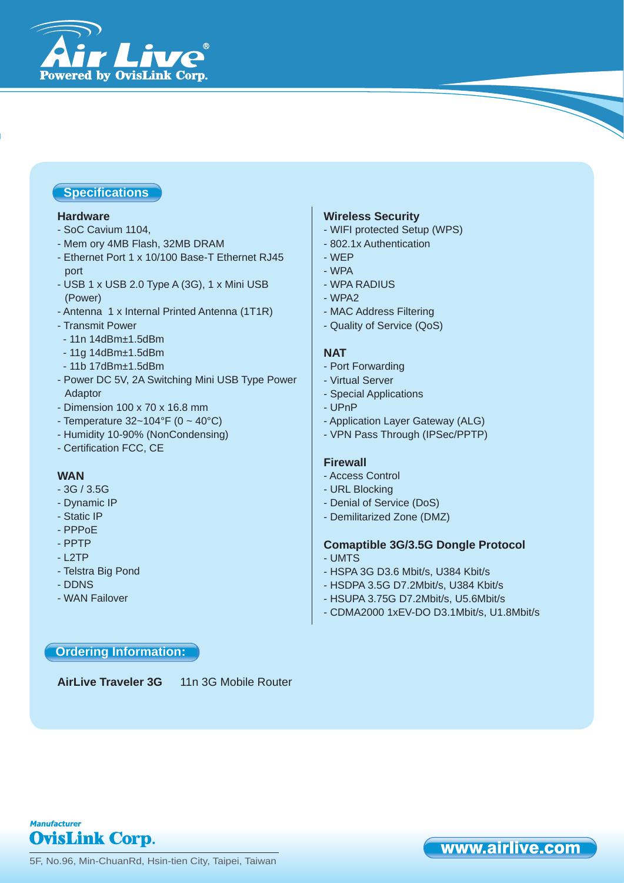Air Live
Powered by OvisLink Corp.

## Specifications

### Hardware

- SoC Cavium 1104,
- Mem ory 4MB Flash, 32MB DRAM
- Ethernet Port 1 x 10/100 Base-T Ethernet RJ45 port
- USB 1 x USB 2.0 Type A (3G), 1 x Mini USB (Power)
- Antenna 1 x Internal Printed Antenna (1T1R)
- Transmit Power
  - 11n 14dBm±1.5dBm
  - 11g 14dBm±1.5dBm
  - 11b 17dBm±1.5dBm
- Power DC 5V, 2A Switching Mini USB Type Power Adaptor
- Dimension 100 x 70 x 16.8 mm
- Temperature 32~104°F (0 ~ 40°C)
- Humidity 10-90% (NonCondensing)
- Certification FCC, CE

### WAN

- 3G / 3.5G
- Dynamic IP
- Static IP
- PPPoE
- PPTP
- L2TP
- Telstra Big Pond
- DDNS
- WAN Failover

### Wireless Security

- WIFI protected Setup (WPS)
- 802.1x Authentication
- WEP
- WPA
- WPA RADIUS
- WPA2
- MAC Address Filtering
- Quality of Service (QoS)

### NAT

- Port Forwarding
- Virtual Server
- Special Applications
- UPnP
- Application Layer Gateway (ALG)
- VPN Pass Through (IPSec/PPTP)

### Firewall

- Access Control
- URL Blocking
- Denial of Service (DoS)
- Demilitarized Zone (DMZ)

### Comaptible 3G/3.5G Dongle Protocol

- UMTS
- HSPA 3G D3.6 Mbit/s, U384 Kbit/s
- HSDPA 3.5G D7.2Mbit/s, U384 Kbit/s
- HSUPA 3.75G D7.2Mbit/s, U5.6Mbit/s
- CDMA2000 1xEV-DO D3.1Mbit/s, U1.8Mbit/s

## Ordering Information:

**AirLive Traveler 3G** 11n 3G Mobile Router

*Manufacturer*
**OvisLink Corp.**
5F, No.96, Min-ChuanRd, Hsin-tien City, Taipei, Taiwan

www.airlive.com